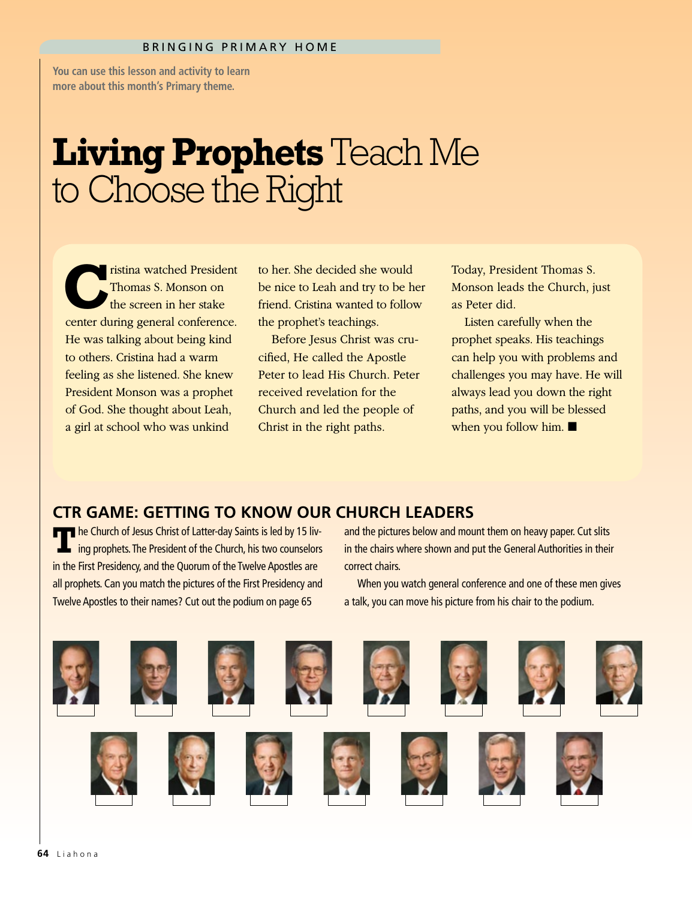BRINGING PRIMARY HOME

**You can use this lesson and activity to learn more about this month's Primary theme.**

# **Living Prophets** Teach Me to Choose the Right

Cristina watched President Thomas S. Monson on the screen in her stake center during general conference. He was talking about being kind to others. Cristina had a warm feeling as she listened. She knew President Monson was a prophet of God. She thought about Leah, a girl at school who was unkind to her. She decided she would be nice to Leah and try to be her friend. Cristina wanted to follow the prophet's teachings.

Before Jesus Christ was crucified, He called the Apostle Peter to lead His Church. Peter received revelation for the Church and led the people of Christ in the right paths. Today, President Thomas S. Monson leads the Church, just as Peter did.

Listen carefully when the prophet speaks. His teachings can help you with problems and challenges you may have. He will always lead you down the right paths, and you will be blessed when you follow him. ■

## CTR GAME: GETTING TO KNOW OUR CHURCH LEADERS

The Church of Jesus Christ of Latter-day Saints is led by 15 living prophets. The President of the Church, his two counselors in the First Presidency, and the Quorum of the Twelve Apostles are all prophets. Can you match the pictures of the First Presidency and Twelve Apostles to their names? Cut out the podium on page 65 and the pictures below and mount them on heavy paper. Cut slits in the chairs where shown and put the General Authorities in their correct chairs.

When you watch general conference and one of these men gives a talk, you can move his picture from his chair to the podium.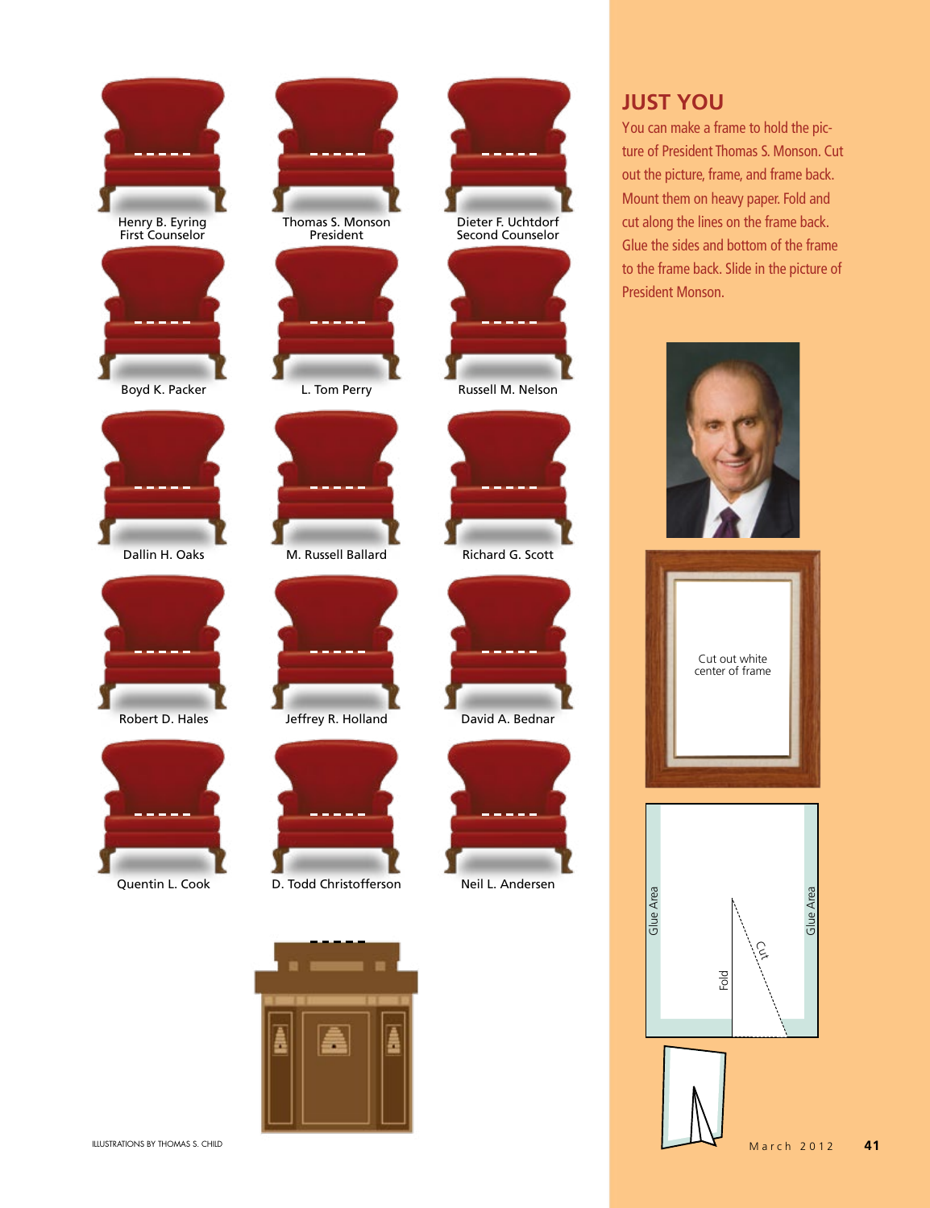Henry B. Eyring
First Counselor

Thomas S. Monson
President

Dieter F. Uchtdorf
Second Counselor

Boyd K. Packer

L. Tom Perry

Russell M. Nelson

Dallin H. Oaks

M. Russell Ballard

Richard G. Scott

Robert D. Hales

Jeffrey R. Holland

David A. Bednar

Quentin L. Cook

D. Todd Christofferson

Neil L. Andersen

ILLUSTRATIONS BY THOMAS S. CHILD

## JUST YOU

You can make a frame to hold the picture of President Thomas S. Monson. Cut out the picture, frame, and frame back. Mount them on heavy paper. Fold and cut along the lines on the frame back. Glue the sides and bottom of the frame to the frame back. Slide in the picture of President Monson.

Cut out white center of frame

Glue Area

Glue Area

Fold

Cut